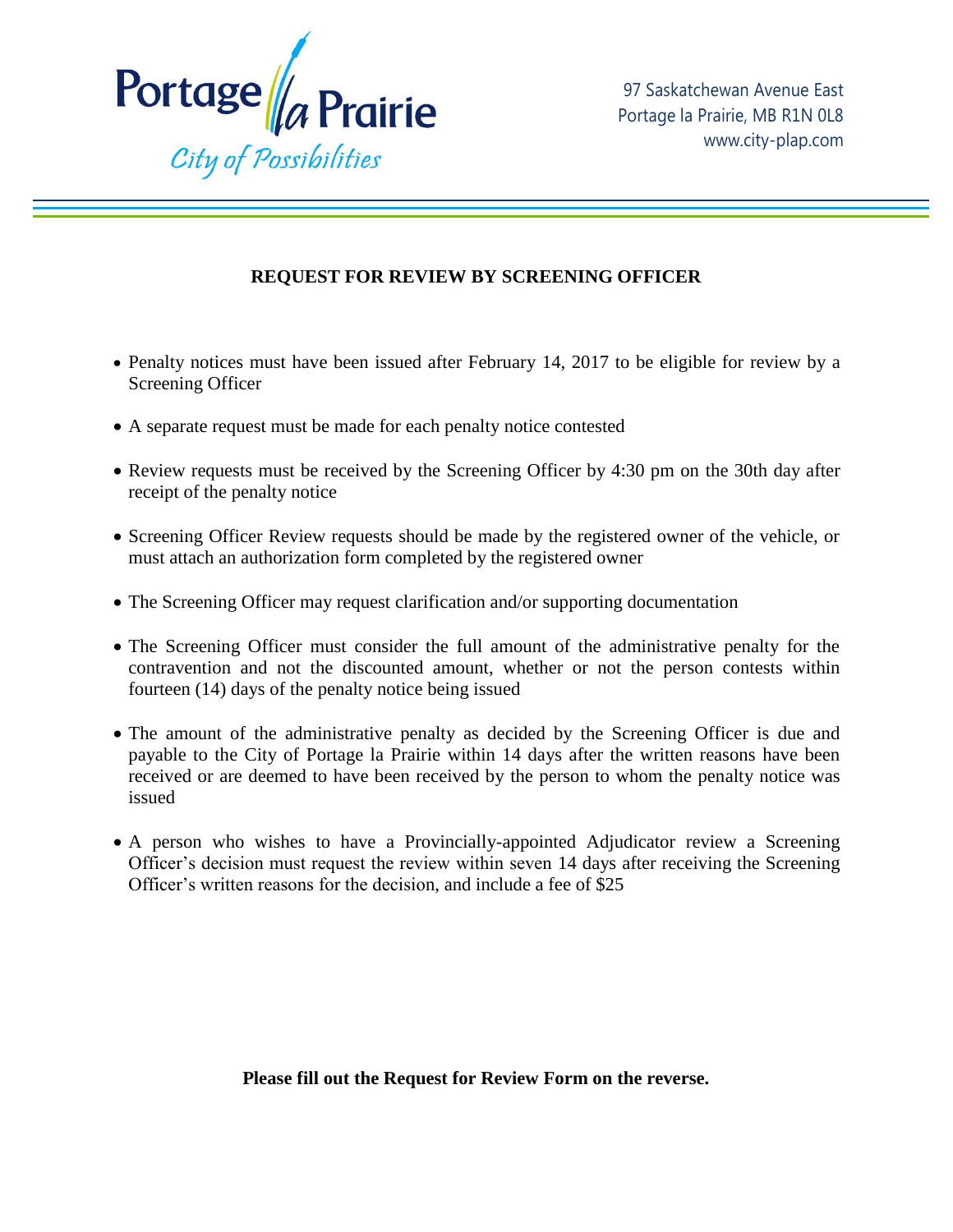Portage la Prairie
*City of Possibilities*

97 Saskatchewan Avenue East
Portage la Prairie, MB R1N 0L8
www.city-plap.com

## REQUEST FOR REVIEW BY SCREENING OFFICER

- Penalty notices must have been issued after February 14, 2017 to be eligible for review by a Screening Officer
- A separate request must be made for each penalty notice contested
- Review requests must be received by the Screening Officer by 4:30 pm on the 30th day after receipt of the penalty notice
- Screening Officer Review requests should be made by the registered owner of the vehicle, or must attach an authorization form completed by the registered owner
- The Screening Officer may request clarification and/or supporting documentation
- The Screening Officer must consider the full amount of the administrative penalty for the contravention and not the discounted amount, whether or not the person contests within fourteen (14) days of the penalty notice being issued
- The amount of the administrative penalty as decided by the Screening Officer is due and payable to the City of Portage la Prairie within 14 days after the written reasons have been received or are deemed to have been received by the person to whom the penalty notice was issued
- A person who wishes to have a Provincially-appointed Adjudicator review a Screening Officer's decision must request the review within seven 14 days after receiving the Screening Officer's written reasons for the decision, and include a fee of $25

**Please fill out the Request for Review Form on the reverse.**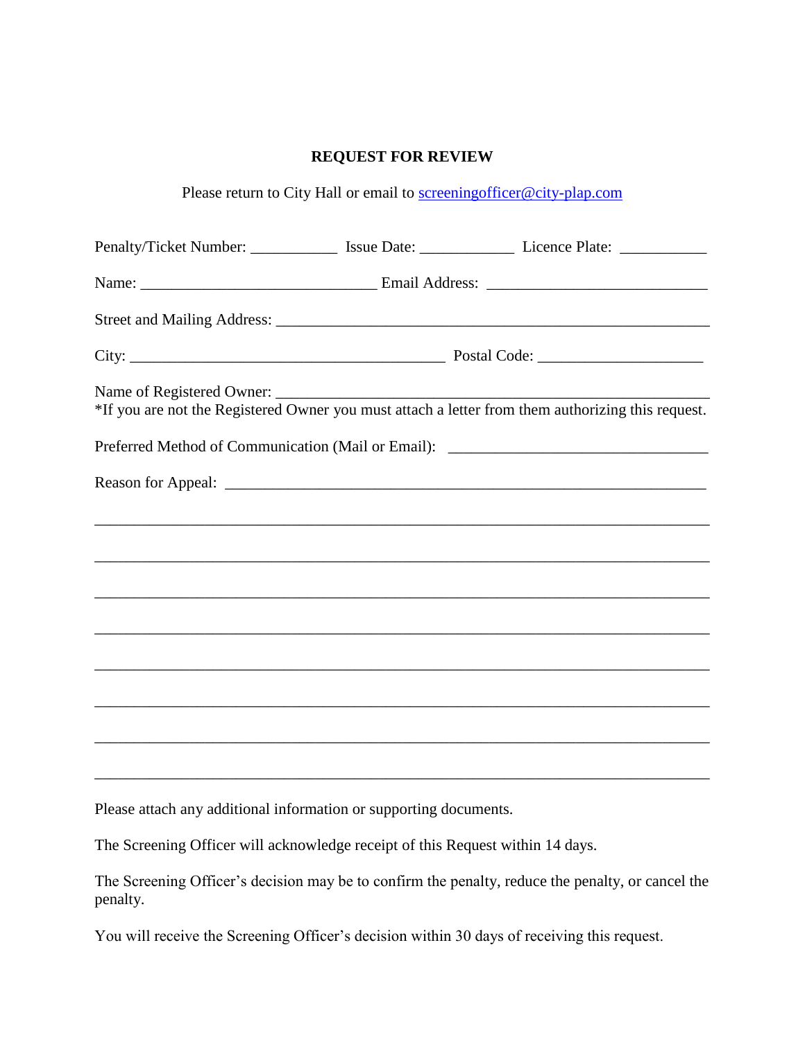**REQUEST FOR REVIEW**

Please return to City Hall or email to [screeningofficer@city-plap.com](mailto:screeningofficer@city-plap.com)

Penalty/Ticket Number: ___________ Issue Date: ____________ Licence Plate: ___________

Name: ______________________________ Email Address: ____________________________

Street and Mailing Address: ________________________________________________________

City: ________________________________________ Postal Code: _____________________

Name of Registered Owner: _________________________________________________________
*If you are not the Registered Owner you must attach a letter from them authorizing this request.

Preferred Method of Communication (Mail or Email): ________________________________

Reason for Appeal: ______________________________________________________________

_____________________________________________________________________________

_____________________________________________________________________________

_____________________________________________________________________________

_____________________________________________________________________________

_____________________________________________________________________________

_____________________________________________________________________________

_____________________________________________________________________________

_____________________________________________________________________________

Please attach any additional information or supporting documents.

The Screening Officer will acknowledge receipt of this Request within 14 days.

The Screening Officer's decision may be to confirm the penalty, reduce the penalty, or cancel the penalty.

You will receive the Screening Officer's decision within 30 days of receiving this request.